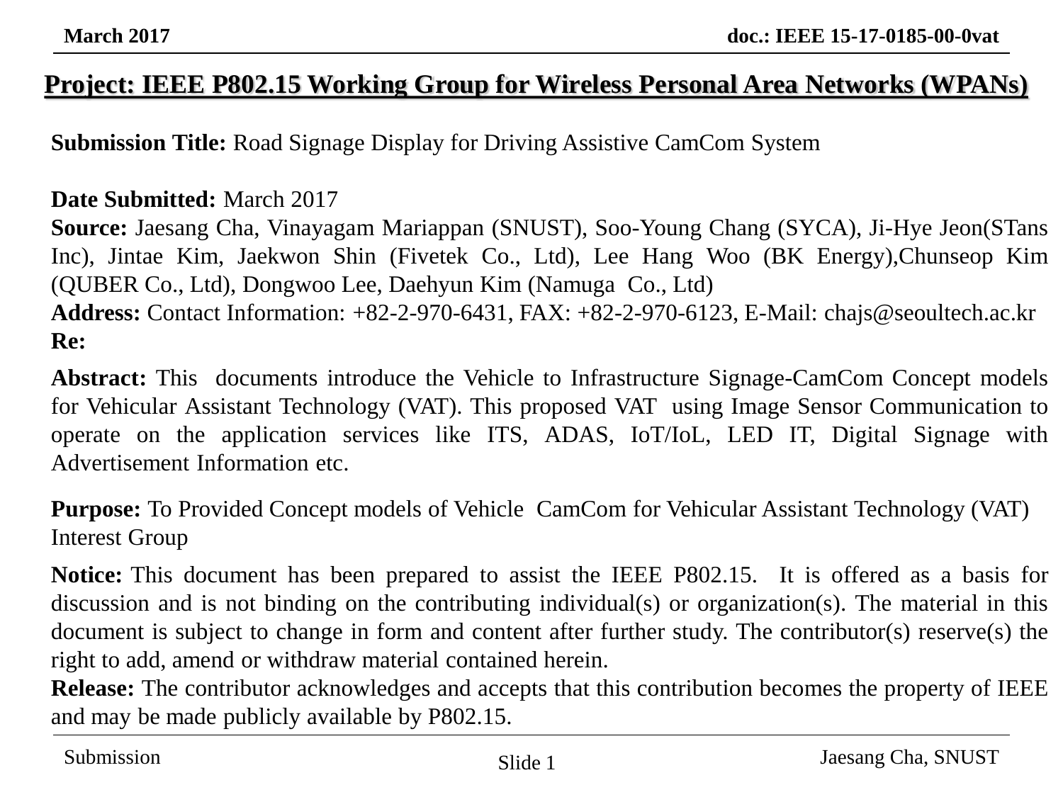# Project: IEEE P802.15 Working Group for Wireless Personal Area Networks (WPANs)

**Submission Title:** Road Signage Display for Driving Assistive CamCom System

**Date Submitted:** March 2017
**Source:** Jaesang Cha, Vinayagam Mariappan (SNUST), Soo-Young Chang (SYCA), Ji-Hye Jeon(STans Inc), Jintae Kim, Jaekwon Shin (Fivetek Co., Ltd), Lee Hang Woo (BK Energy),Chunseop Kim (QUBER Co., Ltd), Dongwoo Lee, Daehyun Kim (Namuga Co., Ltd)
**Address:** Contact Information: +82-2-970-6431, FAX: +82-2-970-6123, E-Mail: chajs@seoultech.ac.kr
**Re:**

**Abstract:** This documents introduce the Vehicle to Infrastructure Signage-CamCom Concept models for Vehicular Assistant Technology (VAT). This proposed VAT using Image Sensor Communication to operate on the application services like ITS, ADAS, IoT/IoL, LED IT, Digital Signage with Advertisement Information etc.

**Purpose:** To Provided Concept models of Vehicle CamCom for Vehicular Assistant Technology (VAT) Interest Group

**Notice:** This document has been prepared to assist the IEEE P802.15. It is offered as a basis for discussion and is not binding on the contributing individual(s) or organization(s). The material in this document is subject to change in form and content after further study. The contributor(s) reserve(s) the right to add, amend or withdraw material contained herein.
**Release:** The contributor acknowledges and accepts that this contribution becomes the property of IEEE and may be made publicly available by P802.15.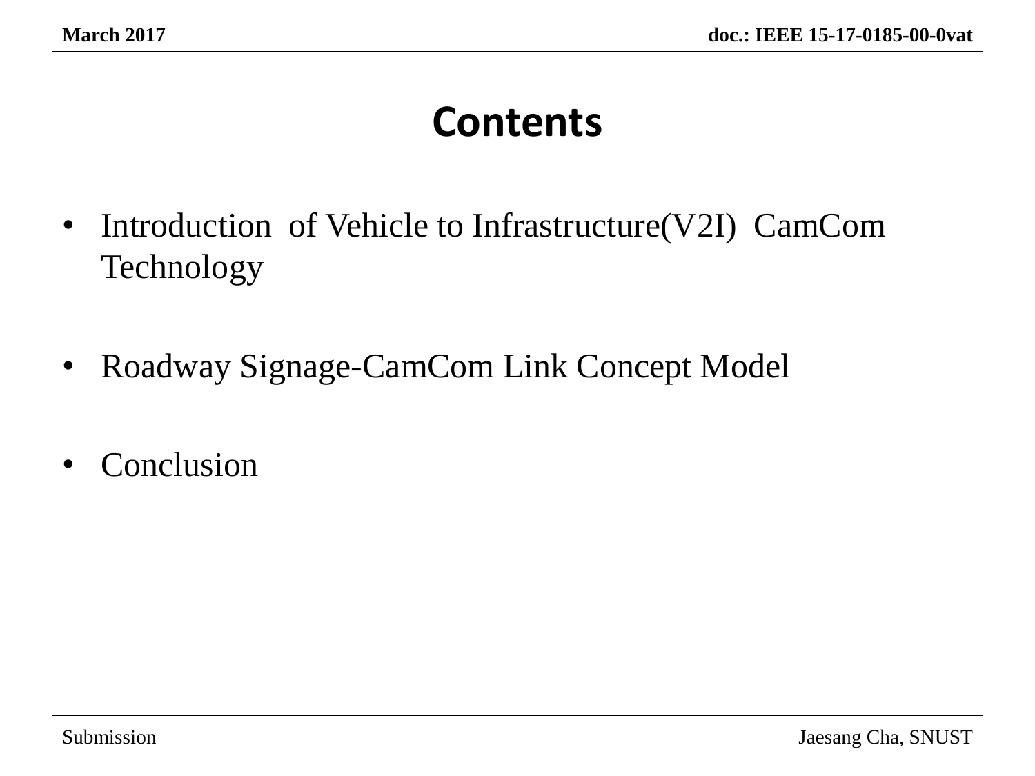# Contents

- Introduction of Vehicle to Infrastructure(V2I) CamCom Technology
- Roadway Signage-CamCom Link Concept Model
- Conclusion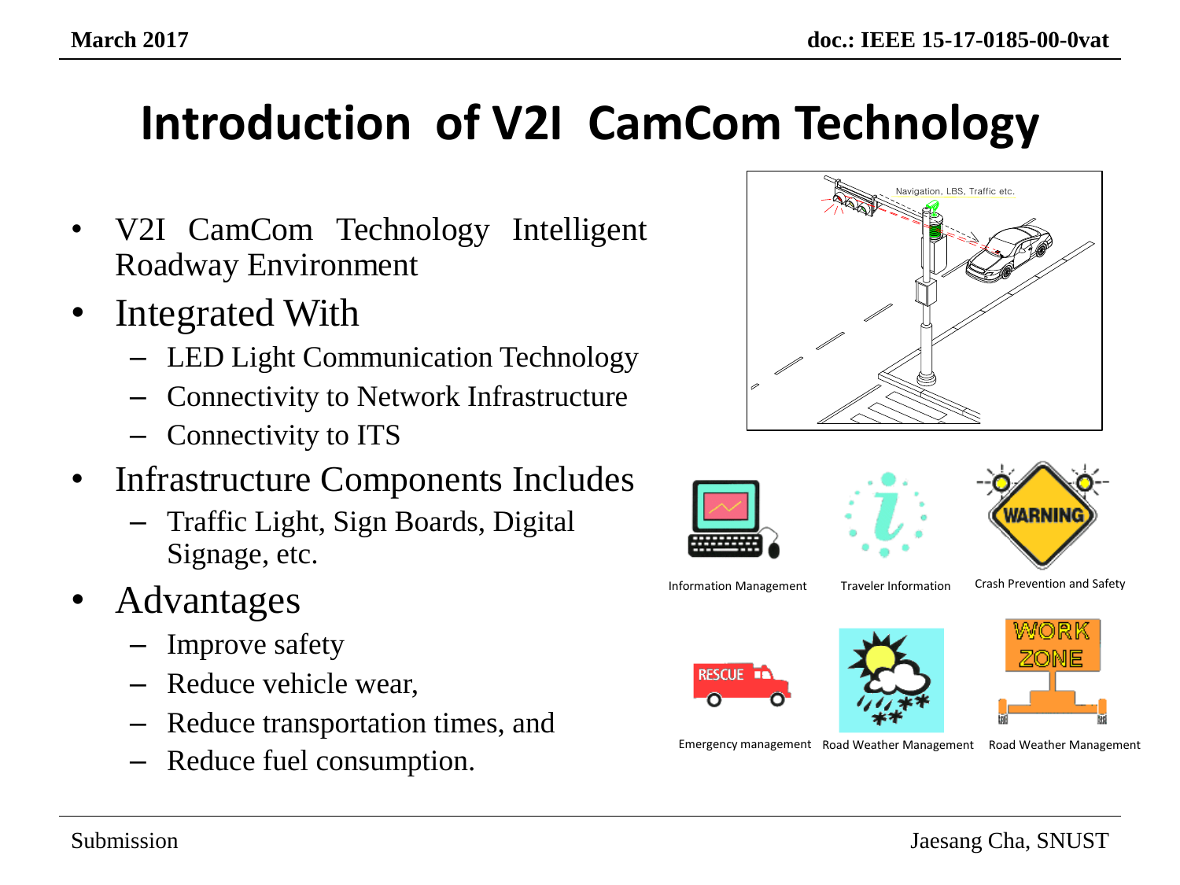# Introduction of V2I CamCom Technology

- V2I CamCom Technology Intelligent Roadway Environment
- Integrated With
  - LED Light Communication Technology
  - Connectivity to Network Infrastructure
  - Connectivity to ITS
- Infrastructure Components Includes
  - Traffic Light, Sign Boards, Digital Signage, etc.
- Advantages
  - Improve safety
  - Reduce vehicle wear,
  - Reduce transportation times, and
  - Reduce fuel consumption.

Navigation, LBS, Traffic etc.

Information Management

Traveler Information

Crash Prevention and Safety

Emergency management

Road Weather Management

Road Weather Management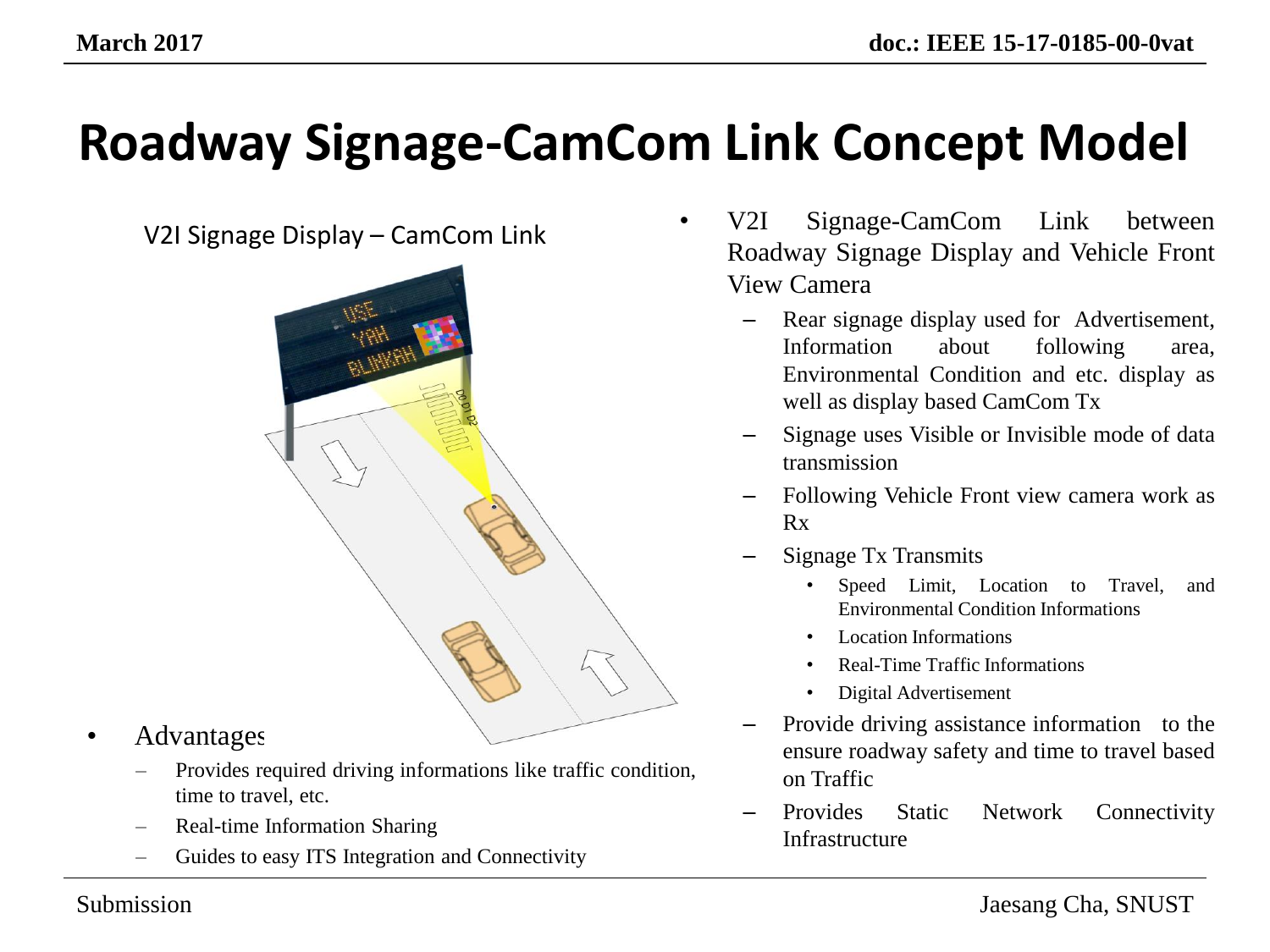# Roadway Signage-CamCom Link Concept Model

V2I Signage Display – CamCom Link

- Advantages
  - Provides required driving informations like traffic condition, time to travel, etc.
  - Real-time Information Sharing
  - Guides to easy ITS Integration and Connectivity

- V2I Signage-CamCom Link between Roadway Signage Display and Vehicle Front View Camera
  - Rear signage display used for Advertisement, Information about following area, Environmental Condition and etc. display as well as display based CamCom Tx
  - Signage uses Visible or Invisible mode of data transmission
  - Following Vehicle Front view camera work as Rx
  - Signage Tx Transmits
    - Speed Limit, Location to Travel, and Environmental Condition Informations
    - Location Informations
    - Real-Time Traffic Informations
    - Digital Advertisement
  - Provide driving assistance information to the ensure roadway safety and time to travel based on Traffic
  - Provides Static Network Connectivity Infrastructure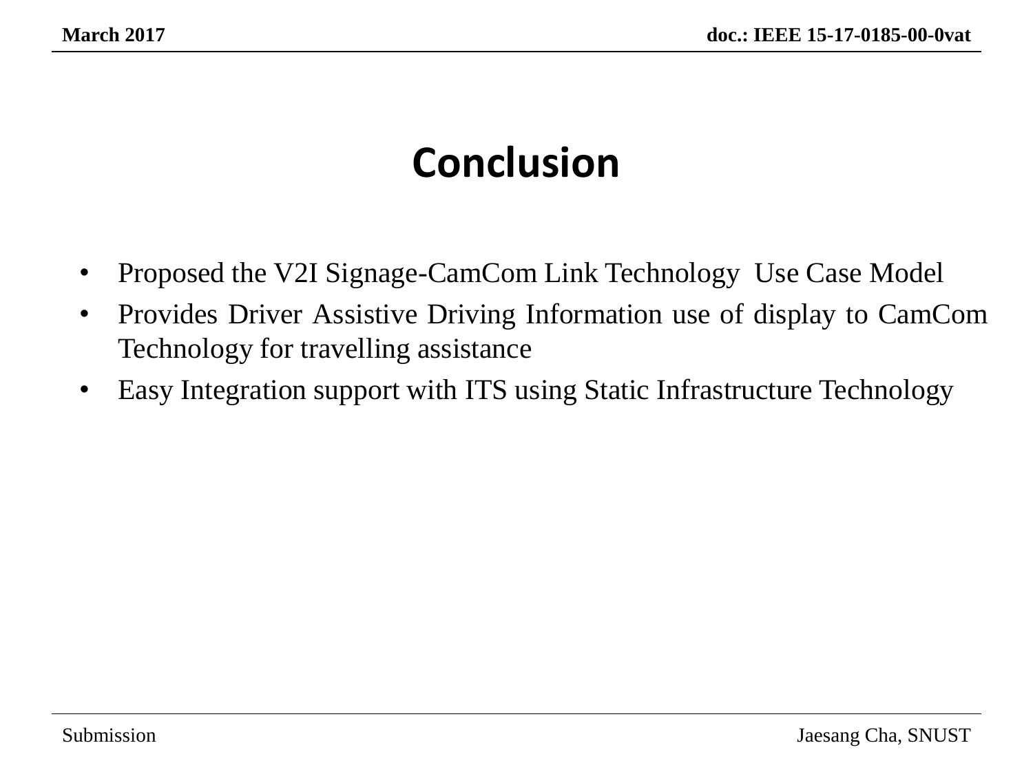# Conclusion

- Proposed the V2I Signage-CamCom Link Technology  Use Case Model
- Provides Driver Assistive Driving Information use of display to CamCom Technology for travelling assistance
- Easy Integration support with ITS using Static Infrastructure Technology